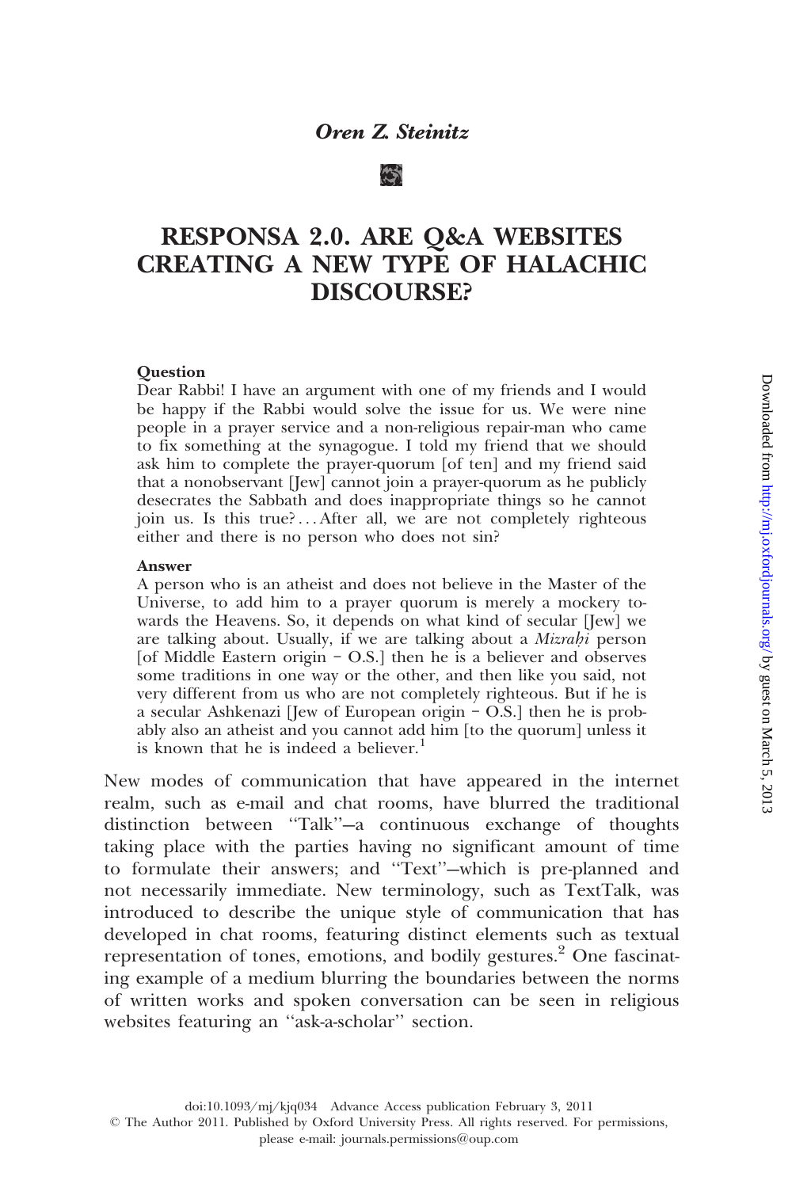*Oren Z. Steinitz*

# RESPONSA 2.0. ARE Q&A WEBSITES CREATING A NEW TYPE OF HALACHIC DISCOURSE?

**Question**

Dear Rabbi! I have an argument with one of my friends and I would be happy if the Rabbi would solve the issue for us. We were nine people in a prayer service and a non-religious repair-man who came to fix something at the synagogue. I told my friend that we should ask him to complete the prayer-quorum [of ten] and my friend said that a nonobservant [Jew] cannot join a prayer-quorum as he publicly desecrates the Sabbath and does inappropriate things so he cannot join us. Is this true?... After all, we are not completely righteous either and there is no person who does not sin?

**Answer**

A person who is an atheist and does not believe in the Master of the Universe, to add him to a prayer quorum is merely a mockery towards the Heavens. So, it depends on what kind of secular [Jew] we are talking about. Usually, if we are talking about a *Mizraḥi* person [of Middle Eastern origin – O.S.] then he is a believer and observes some traditions in one way or the other, and then like you said, not very different from us who are not completely righteous. But if he is a secular Ashkenazi [Jew of European origin – O.S.] then he is probably also an atheist and you cannot add him [to the quorum] unless it is known that he is indeed a believer.[1]

New modes of communication that have appeared in the internet realm, such as e-mail and chat rooms, have blurred the traditional distinction between ''Talk''—a continuous exchange of thoughts taking place with the parties having no significant amount of time to formulate their answers; and ''Text''—which is pre-planned and not necessarily immediate. New terminology, such as TextTalk, was introduced to describe the unique style of communication that has developed in chat rooms, featuring distinct elements such as textual representation of tones, emotions, and bodily gestures.[2] One fascinating example of a medium blurring the boundaries between the norms of written works and spoken conversation can be seen in religious websites featuring an ''ask-a-scholar'' section.

doi:10.1093/mj/kjq034 Advance Access publication February 3, 2011
© The Author 2011. Published by Oxford University Press. All rights reserved. For permissions, please e-mail: journals.permissions@oup.com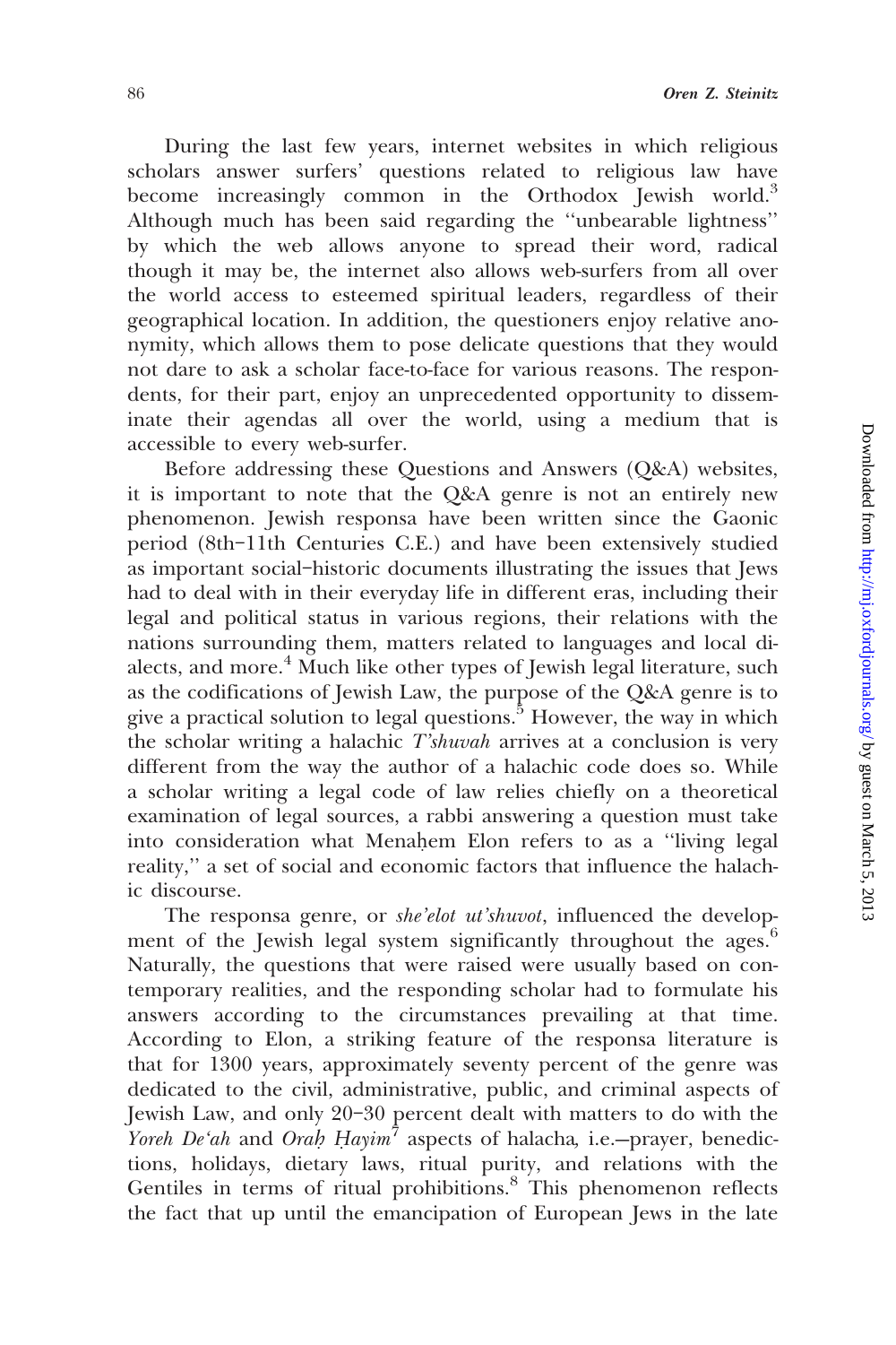During the last few years, internet websites in which religious scholars answer surfers' questions related to religious law have become increasingly common in the Orthodox Jewish world.[3] Although much has been said regarding the ''unbearable lightness'' by which the web allows anyone to spread their word, radical though it may be, the internet also allows web-surfers from all over the world access to esteemed spiritual leaders, regardless of their geographical location. In addition, the questioners enjoy relative anonymity, which allows them to pose delicate questions that they would not dare to ask a scholar face-to-face for various reasons. The respondents, for their part, enjoy an unprecedented opportunity to disseminate their agendas all over the world, using a medium that is accessible to every web-surfer.

Before addressing these Questions and Answers (Q&A) websites, it is important to note that the Q&A genre is not an entirely new phenomenon. Jewish responsa have been written since the Gaonic period (8th–11th Centuries C.E.) and have been extensively studied as important social–historic documents illustrating the issues that Jews had to deal with in their everyday life in different eras, including their legal and political status in various regions, their relations with the nations surrounding them, matters related to languages and local dialects, and more.[4] Much like other types of Jewish legal literature, such as the codifications of Jewish Law, the purpose of the Q&A genre is to give a practical solution to legal questions.[5] However, the way in which the scholar writing a halachic *T'shuvah* arrives at a conclusion is very different from the way the author of a halachic code does so. While a scholar writing a legal code of law relies chiefly on a theoretical examination of legal sources, a rabbi answering a question must take into consideration what Menaḥem Elon refers to as a ''living legal reality,'' a set of social and economic factors that influence the halachic discourse.

The responsa genre, or *she'elot ut'shuvot*, influenced the development of the Jewish legal system significantly throughout the ages.[6] Naturally, the questions that were raised were usually based on contemporary realities, and the responding scholar had to formulate his answers according to the circumstances prevailing at that time. According to Elon, a striking feature of the responsa literature is that for 1300 years, approximately seventy percent of the genre was dedicated to the civil, administrative, public, and criminal aspects of Jewish Law, and only 20–30 percent dealt with matters to do with the *Yoreh De'ah* and *Oraḥ Ḥayim*[7] aspects of halacha, i.e.—prayer, benedictions, holidays, dietary laws, ritual purity, and relations with the Gentiles in terms of ritual prohibitions.[8] This phenomenon reflects the fact that up until the emancipation of European Jews in the late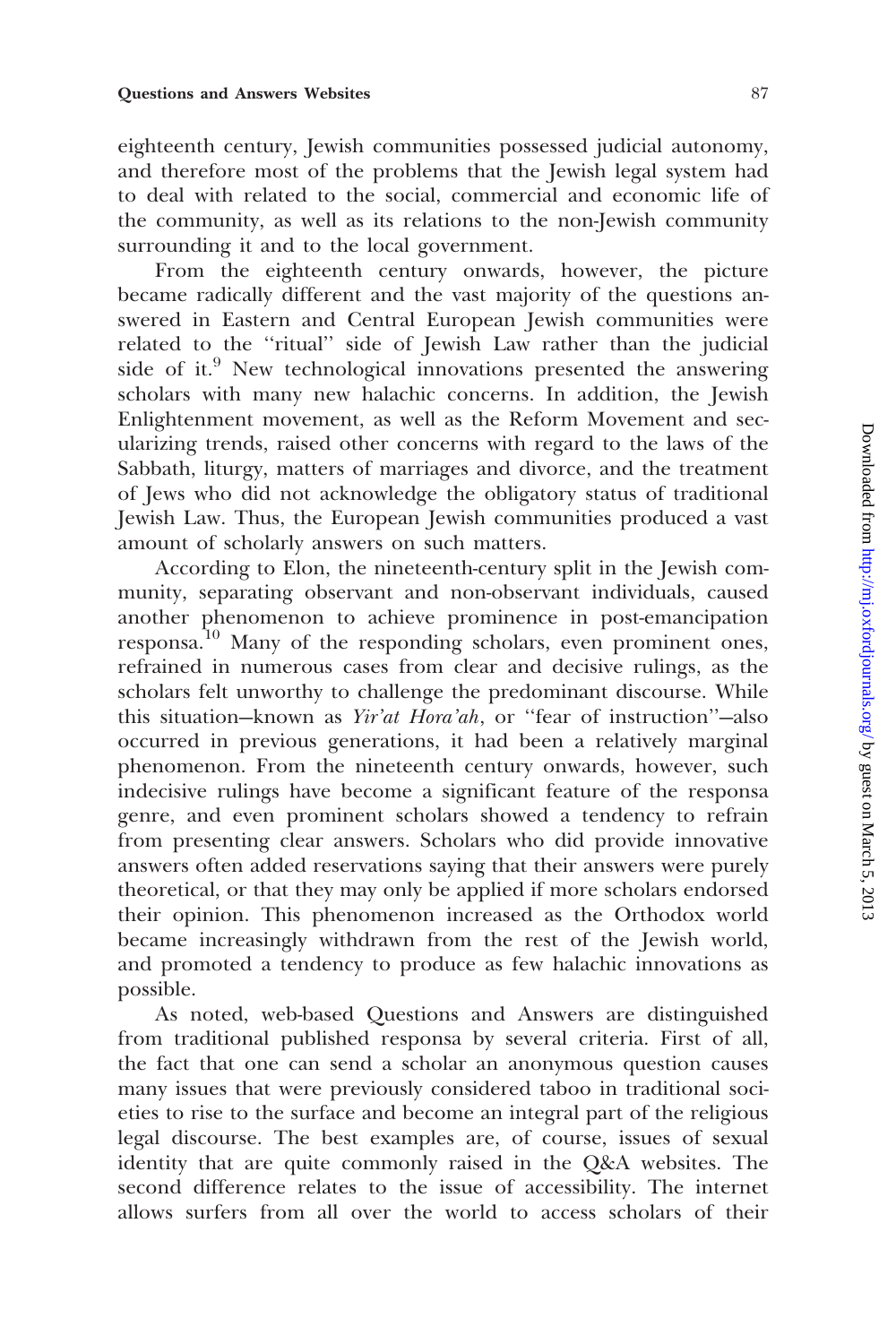eighteenth century, Jewish communities possessed judicial autonomy, and therefore most of the problems that the Jewish legal system had to deal with related to the social, commercial and economic life of the community, as well as its relations to the non-Jewish community surrounding it and to the local government.

From the eighteenth century onwards, however, the picture became radically different and the vast majority of the questions answered in Eastern and Central European Jewish communities were related to the ''ritual'' side of Jewish Law rather than the judicial side of it.[9] New technological innovations presented the answering scholars with many new halachic concerns. In addition, the Jewish Enlightenment movement, as well as the Reform Movement and secularizing trends, raised other concerns with regard to the laws of the Sabbath, liturgy, matters of marriages and divorce, and the treatment of Jews who did not acknowledge the obligatory status of traditional Jewish Law. Thus, the European Jewish communities produced a vast amount of scholarly answers on such matters.

According to Elon, the nineteenth-century split in the Jewish community, separating observant and non-observant individuals, caused another phenomenon to achieve prominence in post-emancipation responsa.[10] Many of the responding scholars, even prominent ones, refrained in numerous cases from clear and decisive rulings, as the scholars felt unworthy to challenge the predominant discourse. While this situation—known as *Yir'at Hora'ah*, or ''fear of instruction''—also occurred in previous generations, it had been a relatively marginal phenomenon. From the nineteenth century onwards, however, such indecisive rulings have become a significant feature of the responsa genre, and even prominent scholars showed a tendency to refrain from presenting clear answers. Scholars who did provide innovative answers often added reservations saying that their answers were purely theoretical, or that they may only be applied if more scholars endorsed their opinion. This phenomenon increased as the Orthodox world became increasingly withdrawn from the rest of the Jewish world, and promoted a tendency to produce as few halachic innovations as possible.

As noted, web-based Questions and Answers are distinguished from traditional published responsa by several criteria. First of all, the fact that one can send a scholar an anonymous question causes many issues that were previously considered taboo in traditional societies to rise to the surface and become an integral part of the religious legal discourse. The best examples are, of course, issues of sexual identity that are quite commonly raised in the Q&A websites. The second difference relates to the issue of accessibility. The internet allows surfers from all over the world to access scholars of their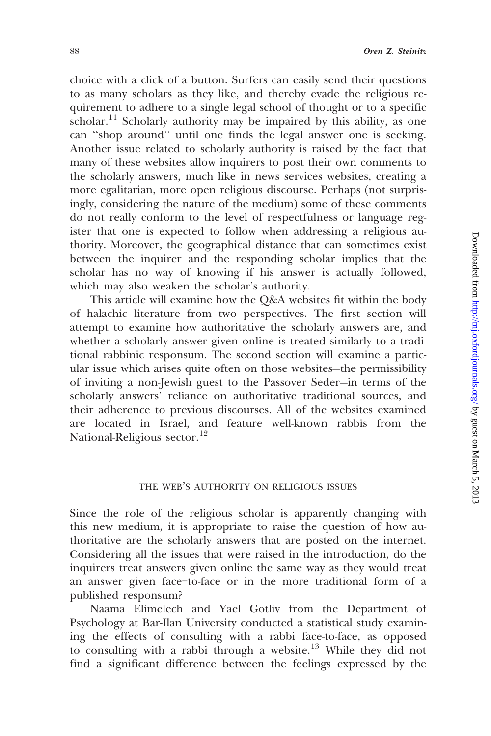choice with a click of a button. Surfers can easily send their questions to as many scholars as they like, and thereby evade the religious requirement to adhere to a single legal school of thought or to a specific scholar.[11] Scholarly authority may be impaired by this ability, as one can ''shop around'' until one finds the legal answer one is seeking. Another issue related to scholarly authority is raised by the fact that many of these websites allow inquirers to post their own comments to the scholarly answers, much like in news services websites, creating a more egalitarian, more open religious discourse. Perhaps (not surprisingly, considering the nature of the medium) some of these comments do not really conform to the level of respectfulness or language register that one is expected to follow when addressing a religious authority. Moreover, the geographical distance that can sometimes exist between the inquirer and the responding scholar implies that the scholar has no way of knowing if his answer is actually followed, which may also weaken the scholar's authority.

This article will examine how the Q&A websites fit within the body of halachic literature from two perspectives. The first section will attempt to examine how authoritative the scholarly answers are, and whether a scholarly answer given online is treated similarly to a traditional rabbinic responsum. The second section will examine a particular issue which arises quite often on those websites—the permissibility of inviting a non-Jewish guest to the Passover Seder—in terms of the scholarly answers' reliance on authoritative traditional sources, and their adherence to previous discourses. All of the websites examined are located in Israel, and feature well-known rabbis from the National-Religious sector.[12]

## THE WEB'S AUTHORITY ON RELIGIOUS ISSUES

Since the role of the religious scholar is apparently changing with this new medium, it is appropriate to raise the question of how authoritative are the scholarly answers that are posted on the internet. Considering all the issues that were raised in the introduction, do the inquirers treat answers given online the same way as they would treat an answer given face-to-face or in the more traditional form of a published responsum?

Naama Elimelech and Yael Gotliv from the Department of Psychology at Bar-Ilan University conducted a statistical study examining the effects of consulting with a rabbi face-to-face, as opposed to consulting with a rabbi through a website.[13] While they did not find a significant difference between the feelings expressed by the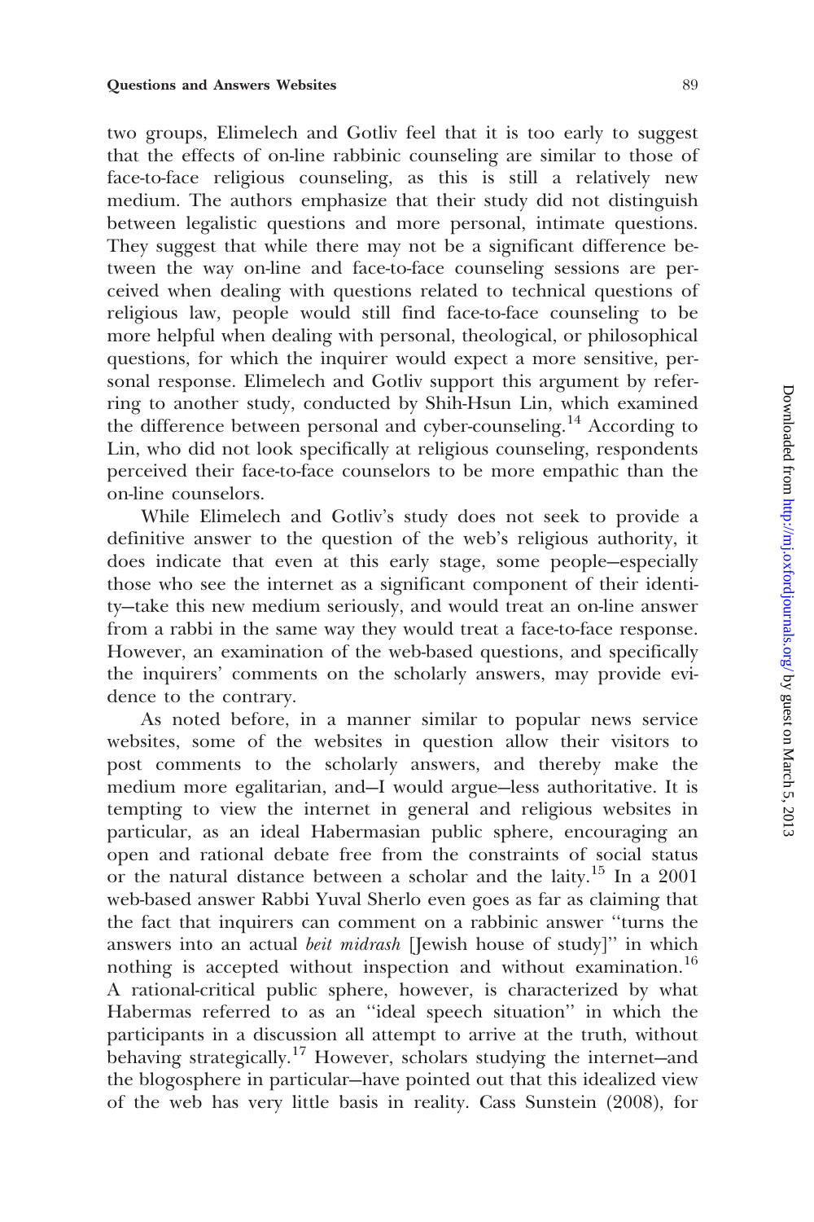two groups, Elimelech and Gotliv feel that it is too early to suggest that the effects of on-line rabbinic counseling are similar to those of face-to-face religious counseling, as this is still a relatively new medium. The authors emphasize that their study did not distinguish between legalistic questions and more personal, intimate questions. They suggest that while there may not be a significant difference between the way on-line and face-to-face counseling sessions are perceived when dealing with questions related to technical questions of religious law, people would still find face-to-face counseling to be more helpful when dealing with personal, theological, or philosophical questions, for which the inquirer would expect a more sensitive, personal response. Elimelech and Gotliv support this argument by referring to another study, conducted by Shih-Hsun Lin, which examined the difference between personal and cyber-counseling.[14] According to Lin, who did not look specifically at religious counseling, respondents perceived their face-to-face counselors to be more empathic than the on-line counselors.

While Elimelech and Gotliv's study does not seek to provide a definitive answer to the question of the web's religious authority, it does indicate that even at this early stage, some people—especially those who see the internet as a significant component of their identity—take this new medium seriously, and would treat an on-line answer from a rabbi in the same way they would treat a face-to-face response. However, an examination of the web-based questions, and specifically the inquirers' comments on the scholarly answers, may provide evidence to the contrary.

As noted before, in a manner similar to popular news service websites, some of the websites in question allow their visitors to post comments to the scholarly answers, and thereby make the medium more egalitarian, and—I would argue—less authoritative. It is tempting to view the internet in general and religious websites in particular, as an ideal Habermasian public sphere, encouraging an open and rational debate free from the constraints of social status or the natural distance between a scholar and the laity.[15] In a 2001 web-based answer Rabbi Yuval Sherlo even goes as far as claiming that the fact that inquirers can comment on a rabbinic answer ''turns the answers into an actual *beit midrash* [Jewish house of study]'' in which nothing is accepted without inspection and without examination.[16] A rational-critical public sphere, however, is characterized by what Habermas referred to as an ''ideal speech situation'' in which the participants in a discussion all attempt to arrive at the truth, without behaving strategically.[17] However, scholars studying the internet—and the blogosphere in particular—have pointed out that this idealized view of the web has very little basis in reality. Cass Sunstein (2008), for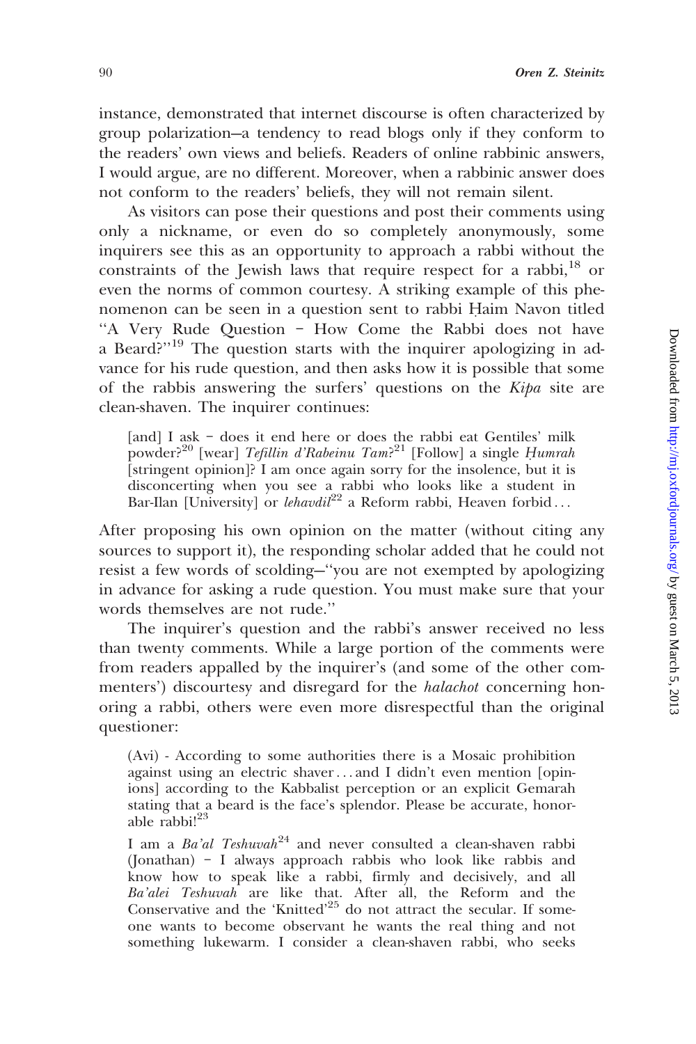instance, demonstrated that internet discourse is often characterized by group polarization—a tendency to read blogs only if they conform to the readers' own views and beliefs. Readers of online rabbinic answers, I would argue, are no different. Moreover, when a rabbinic answer does not conform to the readers' beliefs, they will not remain silent.

As visitors can pose their questions and post their comments using only a nickname, or even do so completely anonymously, some inquirers see this as an opportunity to approach a rabbi without the constraints of the Jewish laws that require respect for a rabbi,[18] or even the norms of common courtesy. A striking example of this phenomenon can be seen in a question sent to rabbi Ḥaim Navon titled "A Very Rude Question – How Come the Rabbi does not have a Beard?"[19] The question starts with the inquirer apologizing in advance for his rude question, and then asks how it is possible that some of the rabbis answering the surfers' questions on the *Kipa* site are clean-shaven. The inquirer continues:

> [and] I ask – does it end here or does the rabbi eat Gentiles' milk powder?[20] [wear] *Tefillin d'Rabeinu Tam*?[21] [Follow] a single *Ḥumrah* [stringent opinion]? I am once again sorry for the insolence, but it is disconcerting when you see a rabbi who looks like a student in Bar-Ilan [University] or *lehavdil*[22] a Reform rabbi, Heaven forbid . . .

After proposing his own opinion on the matter (without citing any sources to support it), the responding scholar added that he could not resist a few words of scolding—"you are not exempted by apologizing in advance for asking a rude question. You must make sure that your words themselves are not rude."

The inquirer's question and the rabbi's answer received no less than twenty comments. While a large portion of the comments were from readers appalled by the inquirer's (and some of the other commenters') discourtesy and disregard for the *halachot* concerning honoring a rabbi, others were even more disrespectful than the original questioner:

> (Avi) - According to some authorities there is a Mosaic prohibition against using an electric shaver . . . and I didn't even mention [opinions] according to the Kabbalist perception or an explicit Gemarah stating that a beard is the face's splendor. Please be accurate, honorable rabbi![23]
>
> I am a *Ba'al Teshuvah*[24] and never consulted a clean-shaven rabbi (Jonathan) – I always approach rabbis who look like rabbis and know how to speak like a rabbi, firmly and decisively, and all *Ba'alei Teshuvah* are like that. After all, the Reform and the Conservative and the 'Knitted'[25] do not attract the secular. If someone wants to become observant he wants the real thing and not something lukewarm. I consider a clean-shaven rabbi, who seeks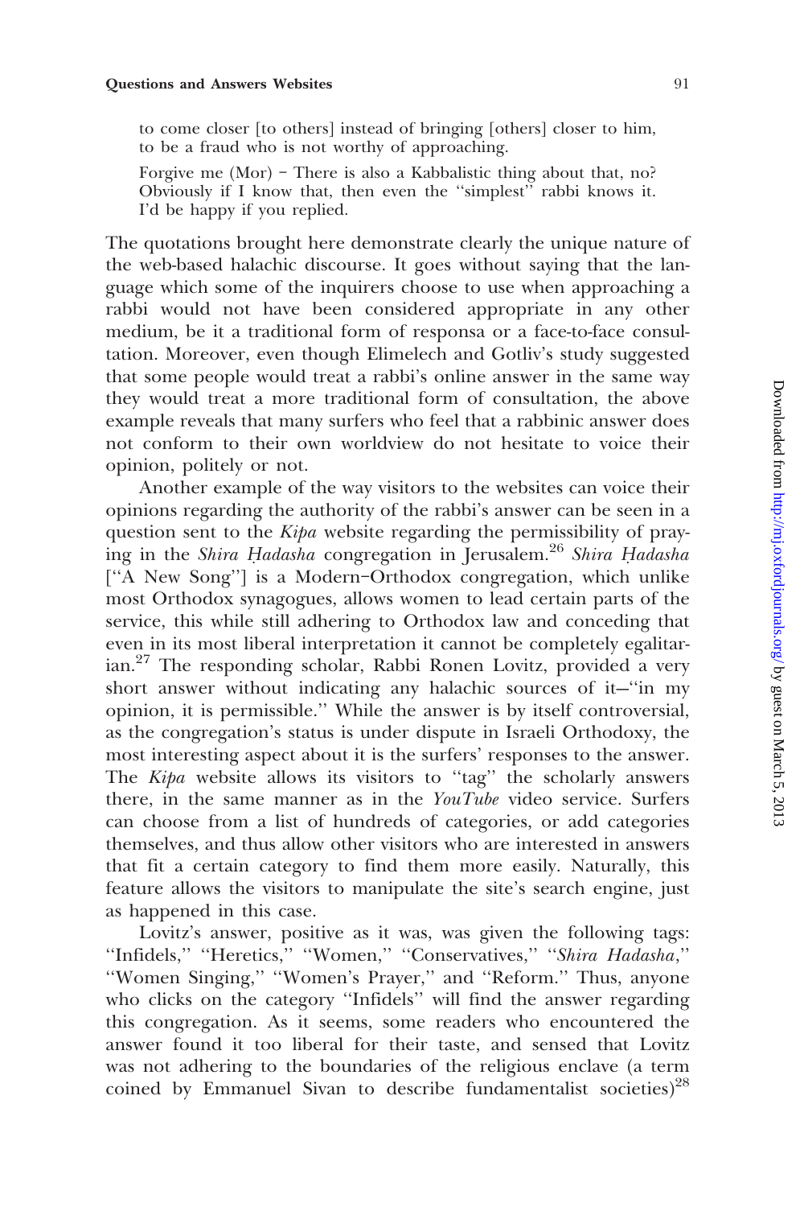to come closer [to others] instead of bringing [others] closer to him, to be a fraud who is not worthy of approaching.

Forgive me (Mor) – There is also a Kabbalistic thing about that, no? Obviously if I know that, then even the ''simplest'' rabbi knows it. I'd be happy if you replied.

The quotations brought here demonstrate clearly the unique nature of the web-based halachic discourse. It goes without saying that the language which some of the inquirers choose to use when approaching a rabbi would not have been considered appropriate in any other medium, be it a traditional form of responsa or a face-to-face consultation. Moreover, even though Elimelech and Gotliv's study suggested that some people would treat a rabbi's online answer in the same way they would treat a more traditional form of consultation, the above example reveals that many surfers who feel that a rabbinic answer does not conform to their own worldview do not hesitate to voice their opinion, politely or not.

Another example of the way visitors to the websites can voice their opinions regarding the authority of the rabbi's answer can be seen in a question sent to the *Kipa* website regarding the permissibility of praying in the *Shira Ḥadasha* congregation in Jerusalem.[26] *Shira Ḥadasha* [''A New Song''] is a Modern-Orthodox congregation, which unlike most Orthodox synagogues, allows women to lead certain parts of the service, this while still adhering to Orthodox law and conceding that even in its most liberal interpretation it cannot be completely egalitarian.[27] The responding scholar, Rabbi Ronen Lovitz, provided a very short answer without indicating any halachic sources of it—''in my opinion, it is permissible.'' While the answer is by itself controversial, as the congregation's status is under dispute in Israeli Orthodoxy, the most interesting aspect about it is the surfers' responses to the answer. The *Kipa* website allows its visitors to ''tag'' the scholarly answers there, in the same manner as in the *YouTube* video service. Surfers can choose from a list of hundreds of categories, or add categories themselves, and thus allow other visitors who are interested in answers that fit a certain category to find them more easily. Naturally, this feature allows the visitors to manipulate the site's search engine, just as happened in this case.

Lovitz's answer, positive as it was, was given the following tags: ''Infidels,'' ''Heretics,'' ''Women,'' ''Conservatives,'' ''*Shira Hadasha*,'' ''Women Singing,'' ''Women's Prayer,'' and ''Reform.'' Thus, anyone who clicks on the category ''Infidels'' will find the answer regarding this congregation. As it seems, some readers who encountered the answer found it too liberal for their taste, and sensed that Lovitz was not adhering to the boundaries of the religious enclave (a term coined by Emmanuel Sivan to describe fundamentalist societies)[28]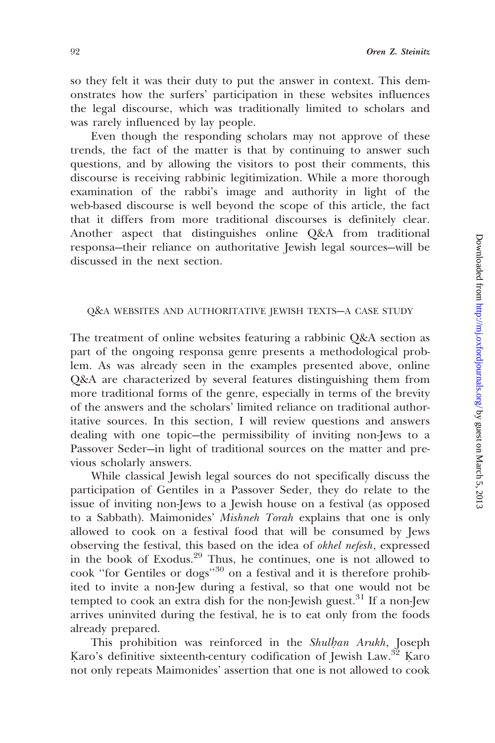so they felt it was their duty to put the answer in context. This demonstrates how the surfers' participation in these websites influences the legal discourse, which was traditionally limited to scholars and was rarely influenced by lay people.

Even though the responding scholars may not approve of these trends, the fact of the matter is that by continuing to answer such questions, and by allowing the visitors to post their comments, this discourse is receiving rabbinic legitimization. While a more thorough examination of the rabbi's image and authority in light of the web-based discourse is well beyond the scope of this article, the fact that it differs from more traditional discourses is definitely clear. Another aspect that distinguishes online Q&A from traditional responsa—their reliance on authoritative Jewish legal sources—will be discussed in the next section.

## Q&A WEBSITES AND AUTHORITATIVE JEWISH TEXTS—A CASE STUDY

The treatment of online websites featuring a rabbinic Q&A section as part of the ongoing responsa genre presents a methodological problem. As was already seen in the examples presented above, online Q&A are characterized by several features distinguishing them from more traditional forms of the genre, especially in terms of the brevity of the answers and the scholars' limited reliance on traditional authoritative sources. In this section, I will review questions and answers dealing with one topic—the permissibility of inviting non-Jews to a Passover Seder—in light of traditional sources on the matter and previous scholarly answers.

While classical Jewish legal sources do not specifically discuss the participation of Gentiles in a Passover Seder, they do relate to the issue of inviting non-Jews to a Jewish house on a festival (as opposed to a Sabbath). Maimonides' *Mishneh Torah* explains that one is only allowed to cook on a festival food that will be consumed by Jews observing the festival, this based on the idea of *okhel nefesh*, expressed in the book of Exodus.[29] Thus, he continues, one is not allowed to cook "for Gentiles or dogs"[30] on a festival and it is therefore prohibited to invite a non-Jew during a festival, so that one would not be tempted to cook an extra dish for the non-Jewish guest.[31] If a non-Jew arrives uninvited during the festival, he is to eat only from the foods already prepared.

This prohibition was reinforced in the *Shulḥan Arukh*, Joseph Ḳaro's definitive sixteenth-century codification of Jewish Law.[32] Ḳaro not only repeats Maimonides' assertion that one is not allowed to cook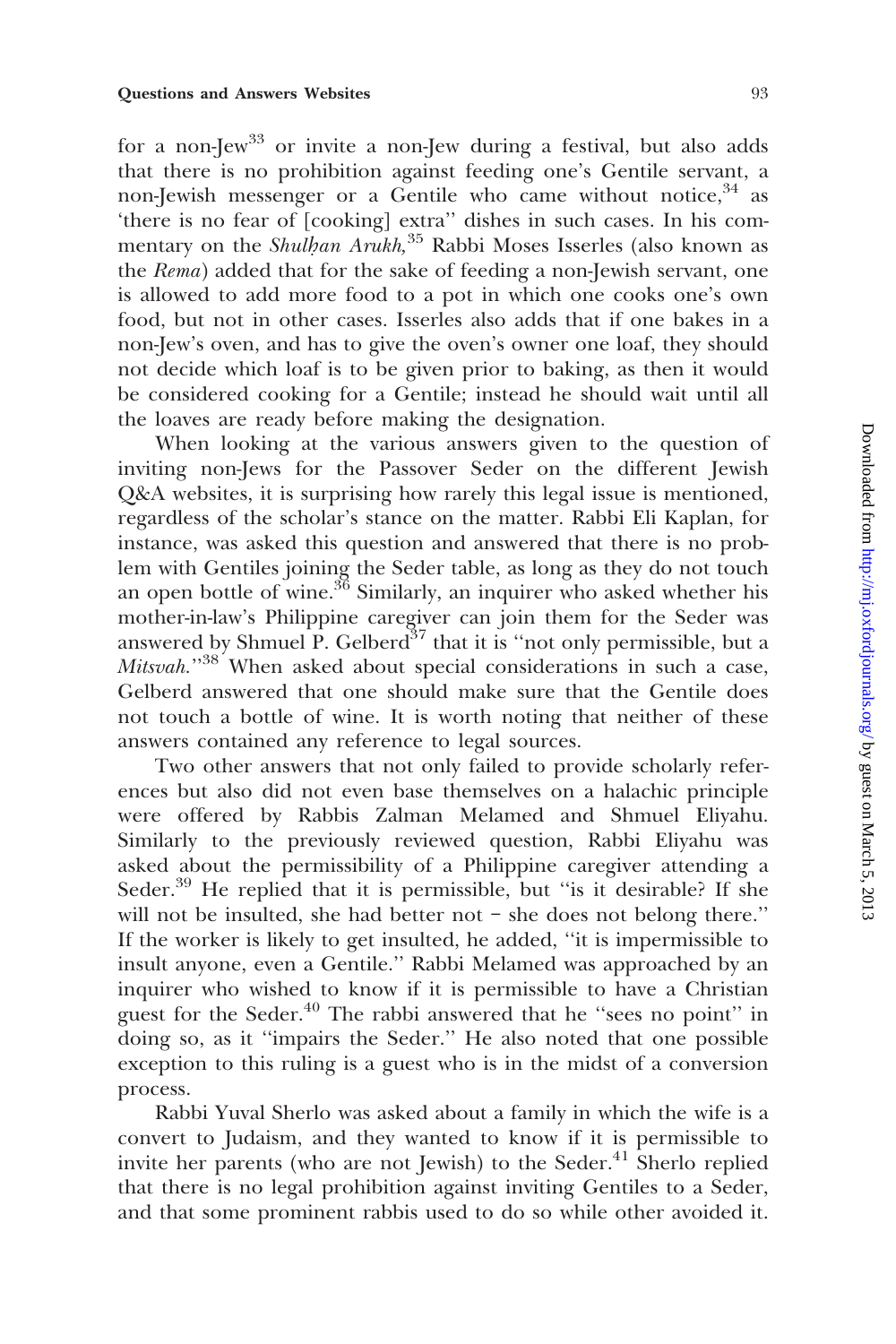for a non-Jew[33] or invite a non-Jew during a festival, but also adds that there is no prohibition against feeding one's Gentile servant, a non-Jewish messenger or a Gentile who came without notice,[34] as 'there is no fear of [cooking] extra'' dishes in such cases. In his commentary on the *Shulḥan Arukh,*[35] Rabbi Moses Isserles (also known as the *Rema*) added that for the sake of feeding a non-Jewish servant, one is allowed to add more food to a pot in which one cooks one's own food, but not in other cases. Isserles also adds that if one bakes in a non-Jew's oven, and has to give the oven's owner one loaf, they should not decide which loaf is to be given prior to baking, as then it would be considered cooking for a Gentile; instead he should wait until all the loaves are ready before making the designation.

When looking at the various answers given to the question of inviting non-Jews for the Passover Seder on the different Jewish Q&A websites, it is surprising how rarely this legal issue is mentioned, regardless of the scholar's stance on the matter. Rabbi Eli Kaplan, for instance, was asked this question and answered that there is no problem with Gentiles joining the Seder table, as long as they do not touch an open bottle of wine.[36] Similarly, an inquirer who asked whether his mother-in-law's Philippine caregiver can join them for the Seder was answered by Shmuel P. Gelberd[37] that it is ''not only permissible, but a *Mitsvah.*''[38] When asked about special considerations in such a case, Gelberd answered that one should make sure that the Gentile does not touch a bottle of wine. It is worth noting that neither of these answers contained any reference to legal sources.

Two other answers that not only failed to provide scholarly references but also did not even base themselves on a halachic principle were offered by Rabbis Zalman Melamed and Shmuel Eliyahu. Similarly to the previously reviewed question, Rabbi Eliyahu was asked about the permissibility of a Philippine caregiver attending a Seder.[39] He replied that it is permissible, but ''is it desirable? If she will not be insulted, she had better not – she does not belong there.'' If the worker is likely to get insulted, he added, ''it is impermissible to insult anyone, even a Gentile.'' Rabbi Melamed was approached by an inquirer who wished to know if it is permissible to have a Christian guest for the Seder.[40] The rabbi answered that he ''sees no point'' in doing so, as it ''impairs the Seder.'' He also noted that one possible exception to this ruling is a guest who is in the midst of a conversion process.

Rabbi Yuval Sherlo was asked about a family in which the wife is a convert to Judaism, and they wanted to know if it is permissible to invite her parents (who are not Jewish) to the Seder.[41] Sherlo replied that there is no legal prohibition against inviting Gentiles to a Seder, and that some prominent rabbis used to do so while other avoided it.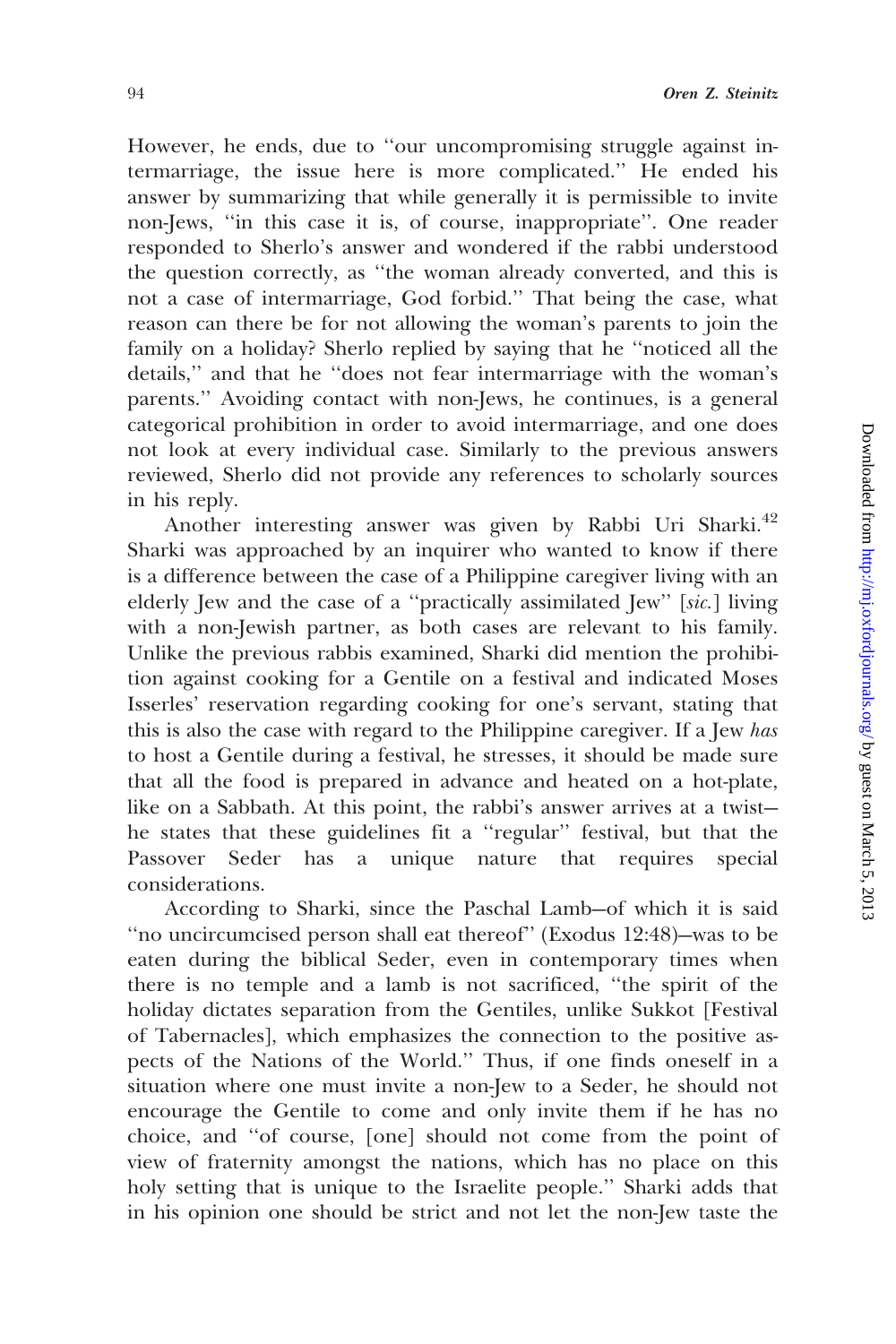However, he ends, due to ''our uncompromising struggle against intermarriage, the issue here is more complicated.'' He ended his answer by summarizing that while generally it is permissible to invite non-Jews, ''in this case it is, of course, inappropriate''. One reader responded to Sherlo's answer and wondered if the rabbi understood the question correctly, as ''the woman already converted, and this is not a case of intermarriage, God forbid.'' That being the case, what reason can there be for not allowing the woman's parents to join the family on a holiday? Sherlo replied by saying that he ''noticed all the details,'' and that he ''does not fear intermarriage with the woman's parents.'' Avoiding contact with non-Jews, he continues, is a general categorical prohibition in order to avoid intermarriage, and one does not look at every individual case. Similarly to the previous answers reviewed, Sherlo did not provide any references to scholarly sources in his reply.

Another interesting answer was given by Rabbi Uri Sharki.[42] Sharki was approached by an inquirer who wanted to know if there is a difference between the case of a Philippine caregiver living with an elderly Jew and the case of a ''practically assimilated Jew'' [*sic.*] living with a non-Jewish partner, as both cases are relevant to his family. Unlike the previous rabbis examined, Sharki did mention the prohibition against cooking for a Gentile on a festival and indicated Moses Isserles' reservation regarding cooking for one's servant, stating that this is also the case with regard to the Philippine caregiver. If a Jew *has* to host a Gentile during a festival, he stresses, it should be made sure that all the food is prepared in advance and heated on a hot-plate, like on a Sabbath. At this point, the rabbi's answer arrives at a twist—he states that these guidelines fit a ''regular'' festival, but that the Passover Seder has a unique nature that requires special considerations.

According to Sharki, since the Paschal Lamb—of which it is said ''no uncircumcised person shall eat thereof'' (Exodus 12:48)—was to be eaten during the biblical Seder, even in contemporary times when there is no temple and a lamb is not sacrificed, ''the spirit of the holiday dictates separation from the Gentiles, unlike Sukkot [Festival of Tabernacles], which emphasizes the connection to the positive aspects of the Nations of the World.'' Thus, if one finds oneself in a situation where one must invite a non-Jew to a Seder, he should not encourage the Gentile to come and only invite them if he has no choice, and ''of course, [one] should not come from the point of view of fraternity amongst the nations, which has no place on this holy setting that is unique to the Israelite people.'' Sharki adds that in his opinion one should be strict and not let the non-Jew taste the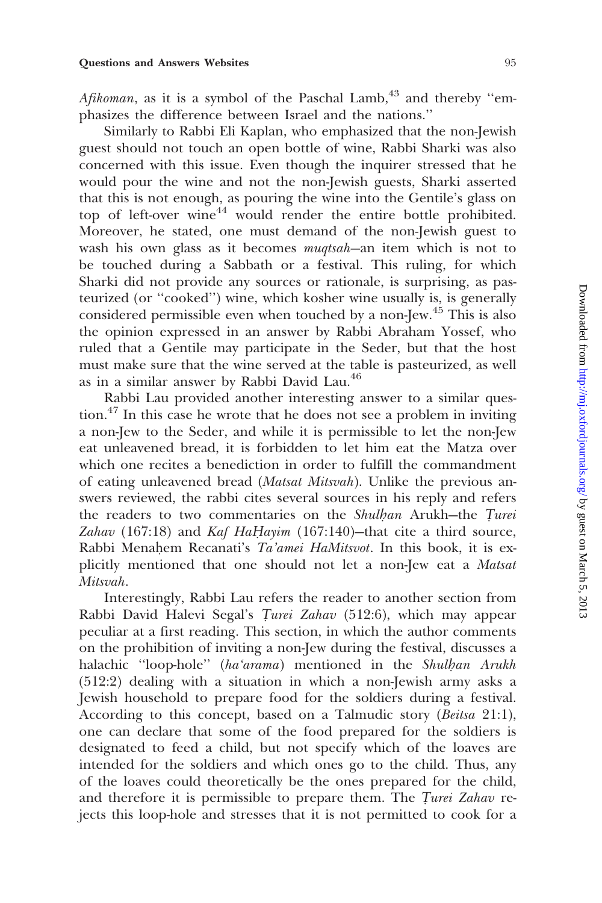*Afikoman*, as it is a symbol of the Paschal Lamb,[43] and thereby "emphasizes the difference between Israel and the nations."

Similarly to Rabbi Eli Kaplan, who emphasized that the non-Jewish guest should not touch an open bottle of wine, Rabbi Sharki was also concerned with this issue. Even though the inquirer stressed that he would pour the wine and not the non-Jewish guests, Sharki asserted that this is not enough, as pouring the wine into the Gentile's glass on top of left-over wine[44] would render the entire bottle prohibited. Moreover, he stated, one must demand of the non-Jewish guest to wash his own glass as it becomes *muqtsah*—an item which is not to be touched during a Sabbath or a festival. This ruling, for which Sharki did not provide any sources or rationale, is surprising, as pasteurized (or "cooked") wine, which kosher wine usually is, is generally considered permissible even when touched by a non-Jew.[45] This is also the opinion expressed in an answer by Rabbi Abraham Yossef, who ruled that a Gentile may participate in the Seder, but that the host must make sure that the wine served at the table is pasteurized, as well as in a similar answer by Rabbi David Lau.[46]

Rabbi Lau provided another interesting answer to a similar question.[47] In this case he wrote that he does not see a problem in inviting a non-Jew to the Seder, and while it is permissible to let the non-Jew eat unleavened bread, it is forbidden to let him eat the Matza over which one recites a benediction in order to fulfill the commandment of eating unleavened bread (*Matsat Mitsvah*). Unlike the previous answers reviewed, the rabbi cites several sources in his reply and refers the readers to two commentaries on the *Shulḥan* Arukh—the *Ṭurei Zahav* (167:18) and *Kaf HaḤayim* (167:140)—that cite a third source, Rabbi Menaḥem Recanati's *Ta'amei HaMitsvot*. In this book, it is explicitly mentioned that one should not let a non-Jew eat a *Matsat Mitsvah*.

Interestingly, Rabbi Lau refers the reader to another section from Rabbi David Halevi Segal's *Ṭurei Zahav* (512:6), which may appear peculiar at a first reading. This section, in which the author comments on the prohibition of inviting a non-Jew during the festival, discusses a halachic "loop-hole" (*ha'arama*) mentioned in the *Shulḥan Arukh* (512:2) dealing with a situation in which a non-Jewish army asks a Jewish household to prepare food for the soldiers during a festival. According to this concept, based on a Talmudic story (*Beitsa* 21:1), one can declare that some of the food prepared for the soldiers is designated to feed a child, but not specify which of the loaves are intended for the soldiers and which ones go to the child. Thus, any of the loaves could theoretically be the ones prepared for the child, and therefore it is permissible to prepare them. The *Ṭurei Zahav* rejects this loop-hole and stresses that it is not permitted to cook for a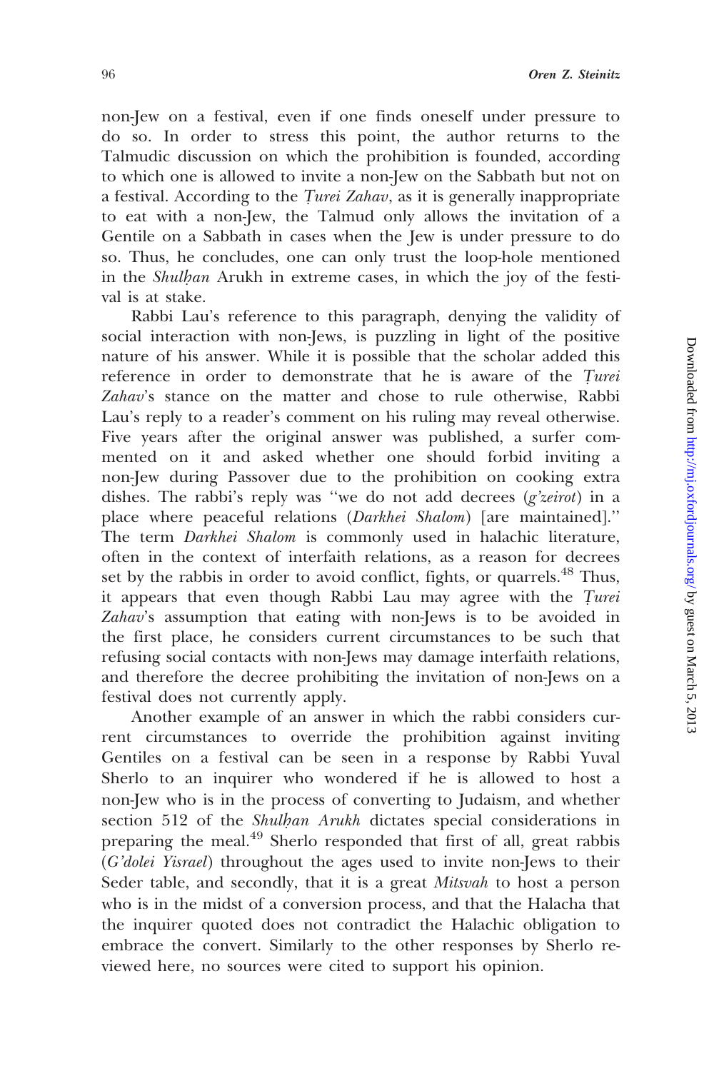non-Jew on a festival, even if one finds oneself under pressure to do so. In order to stress this point, the author returns to the Talmudic discussion on which the prohibition is founded, according to which one is allowed to invite a non-Jew on the Sabbath but not on a festival. According to the *Ṭurei Zahav*, as it is generally inappropriate to eat with a non-Jew, the Talmud only allows the invitation of a Gentile on a Sabbath in cases when the Jew is under pressure to do so. Thus, he concludes, one can only trust the loop-hole mentioned in the *Shulḥan* Arukh in extreme cases, in which the joy of the festival is at stake.

Rabbi Lau's reference to this paragraph, denying the validity of social interaction with non-Jews, is puzzling in light of the positive nature of his answer. While it is possible that the scholar added this reference in order to demonstrate that he is aware of the *Ṭurei Zahav*'s stance on the matter and chose to rule otherwise, Rabbi Lau's reply to a reader's comment on his ruling may reveal otherwise. Five years after the original answer was published, a surfer commented on it and asked whether one should forbid inviting a non-Jew during Passover due to the prohibition on cooking extra dishes. The rabbi's reply was "we do not add decrees (*g'zeirot*) in a place where peaceful relations (*Darkhei Shalom*) [are maintained]." The term *Darkhei Shalom* is commonly used in halachic literature, often in the context of interfaith relations, as a reason for decrees set by the rabbis in order to avoid conflict, fights, or quarrels.[48] Thus, it appears that even though Rabbi Lau may agree with the *Ṭurei Zahav*'s assumption that eating with non-Jews is to be avoided in the first place, he considers current circumstances to be such that refusing social contacts with non-Jews may damage interfaith relations, and therefore the decree prohibiting the invitation of non-Jews on a festival does not currently apply.

Another example of an answer in which the rabbi considers current circumstances to override the prohibition against inviting Gentiles on a festival can be seen in a response by Rabbi Yuval Sherlo to an inquirer who wondered if he is allowed to host a non-Jew who is in the process of converting to Judaism, and whether section 512 of the *Shulḥan Arukh* dictates special considerations in preparing the meal.[49] Sherlo responded that first of all, great rabbis (*G'dolei Yisrael*) throughout the ages used to invite non-Jews to their Seder table, and secondly, that it is a great *Mitsvah* to host a person who is in the midst of a conversion process, and that the Halacha that the inquirer quoted does not contradict the Halachic obligation to embrace the convert. Similarly to the other responses by Sherlo reviewed here, no sources were cited to support his opinion.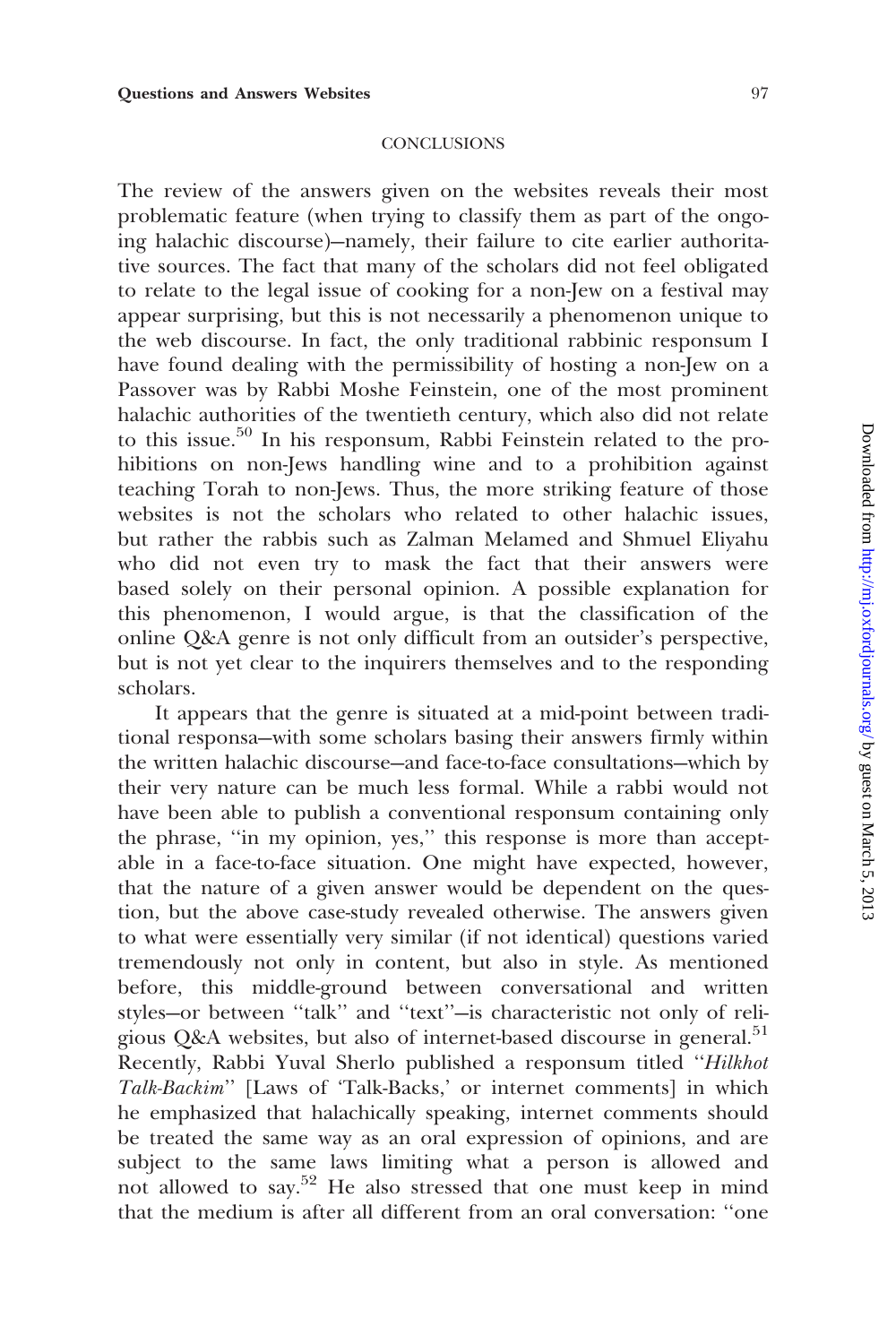## CONCLUSIONS

The review of the answers given on the websites reveals their most problematic feature (when trying to classify them as part of the ongoing halachic discourse)—namely, their failure to cite earlier authoritative sources. The fact that many of the scholars did not feel obligated to relate to the legal issue of cooking for a non-Jew on a festival may appear surprising, but this is not necessarily a phenomenon unique to the web discourse. In fact, the only traditional rabbinic responsum I have found dealing with the permissibility of hosting a non-Jew on a Passover was by Rabbi Moshe Feinstein, one of the most prominent halachic authorities of the twentieth century, which also did not relate to this issue.[50] In his responsum, Rabbi Feinstein related to the prohibitions on non-Jews handling wine and to a prohibition against teaching Torah to non-Jews. Thus, the more striking feature of those websites is not the scholars who related to other halachic issues, but rather the rabbis such as Zalman Melamed and Shmuel Eliyahu who did not even try to mask the fact that their answers were based solely on their personal opinion. A possible explanation for this phenomenon, I would argue, is that the classification of the online Q&A genre is not only difficult from an outsider's perspective, but is not yet clear to the inquirers themselves and to the responding scholars.

It appears that the genre is situated at a mid-point between traditional responsa—with some scholars basing their answers firmly within the written halachic discourse—and face-to-face consultations—which by their very nature can be much less formal. While a rabbi would not have been able to publish a conventional responsum containing only the phrase, "in my opinion, yes," this response is more than acceptable in a face-to-face situation. One might have expected, however, that the nature of a given answer would be dependent on the question, but the above case-study revealed otherwise. The answers given to what were essentially very similar (if not identical) questions varied tremendously not only in content, but also in style. As mentioned before, this middle-ground between conversational and written styles—or between "talk" and "text"—is characteristic not only of religious Q&A websites, but also of internet-based discourse in general.[51] Recently, Rabbi Yuval Sherlo published a responsum titled "*Hilkhot Talk-Backim*" [Laws of 'Talk-Backs,' or internet comments] in which he emphasized that halachically speaking, internet comments should be treated the same way as an oral expression of opinions, and are subject to the same laws limiting what a person is allowed and not allowed to say.[52] He also stressed that one must keep in mind that the medium is after all different from an oral conversation: "one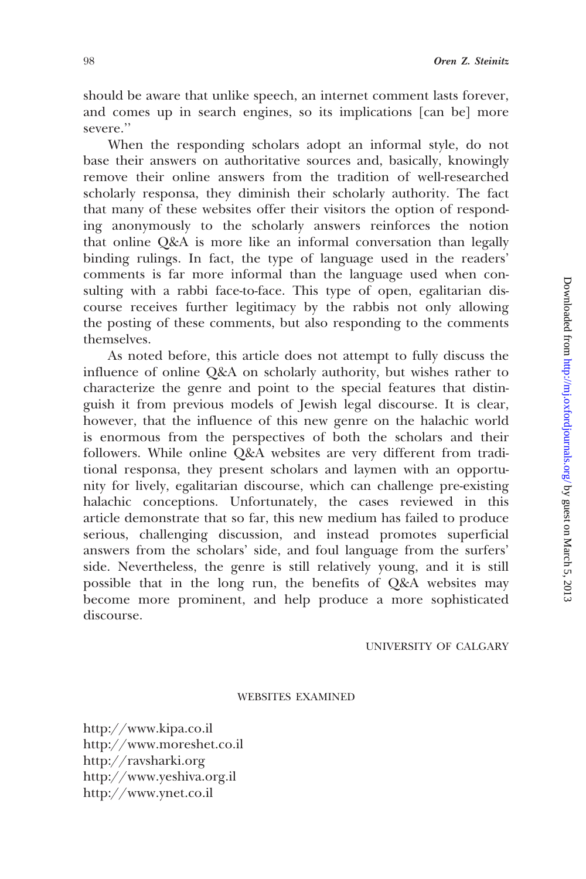should be aware that unlike speech, an internet comment lasts forever, and comes up in search engines, so its implications [can be] more severe.''

When the responding scholars adopt an informal style, do not base their answers on authoritative sources and, basically, knowingly remove their online answers from the tradition of well-researched scholarly responsa, they diminish their scholarly authority. The fact that many of these websites offer their visitors the option of responding anonymously to the scholarly answers reinforces the notion that online Q&A is more like an informal conversation than legally binding rulings. In fact, the type of language used in the readers' comments is far more informal than the language used when consulting with a rabbi face-to-face. This type of open, egalitarian discourse receives further legitimacy by the rabbis not only allowing the posting of these comments, but also responding to the comments themselves.

As noted before, this article does not attempt to fully discuss the influence of online Q&A on scholarly authority, but wishes rather to characterize the genre and point to the special features that distinguish it from previous models of Jewish legal discourse. It is clear, however, that the influence of this new genre on the halachic world is enormous from the perspectives of both the scholars and their followers. While online Q&A websites are very different from traditional responsa, they present scholars and laymen with an opportunity for lively, egalitarian discourse, which can challenge pre-existing halachic conceptions. Unfortunately, the cases reviewed in this article demonstrate that so far, this new medium has failed to produce serious, challenging discussion, and instead promotes superficial answers from the scholars' side, and foul language from the surfers' side. Nevertheless, the genre is still relatively young, and it is still possible that in the long run, the benefits of Q&A websites may become more prominent, and help produce a more sophisticated discourse.

UNIVERSITY OF CALGARY

## WEBSITES EXAMINED

http://www.kipa.co.il
http://www.moreshet.co.il
http://ravsharki.org
http://www.yeshiva.org.il
http://www.ynet.co.il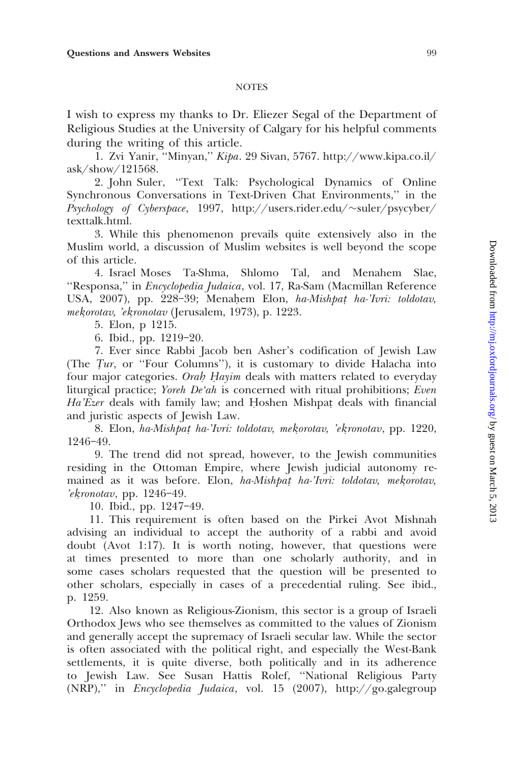## NOTES

I wish to express my thanks to Dr. Eliezer Segal of the Department of Religious Studies at the University of Calgary for his helpful comments during the writing of this article.

1. Zvi Yanir, ''Minyan,'' *Kipa*. 29 Sivan, 5767. http://www.kipa.co.il/ask/show/121568.

2. John Suler, ''Text Talk: Psychological Dynamics of Online Synchronous Conversations in Text-Driven Chat Environments,'' in the *Psychology of Cyberspace*, 1997, http://users.rider.edu/~suler/psycyber/texttalk.html.

3. While this phenomenon prevails quite extensively also in the Muslim world, a discussion of Muslim websites is well beyond the scope of this article.

4. Israel Moses Ta-Shma, Shlomo Tal, and Menahem Slae, ''Responsa,'' in *Encyclopedia Judaica*, vol. 17, Ra-Sam (Macmillan Reference USA, 2007), pp. 228–39; Menaḥem Elon, *ha-Mishpaṭ ha-'Ivri: toldotav, meḳorotav, 'eḳronotav* (Jerusalem, 1973), p. 1223.

5. Elon, p 1215.

6. Ibid., pp. 1219–20.

7. Ever since Rabbi Jacob ben Asher's codification of Jewish Law (The *Ṭur*, or ''Four Columns''), it is customary to divide Halacha into four major categories. *Oraḥ Ḥayim* deals with matters related to everyday liturgical practice; *Yoreh De'ah* is concerned with ritual prohibitions; *Even Ha'Ezer* deals with family law; and Ḥoshen Mishpaṭ deals with financial and juristic aspects of Jewish Law.

8. Elon, *ha-Mishpaṭ ha-'Ivri: toldotav, meḳorotav, 'eḳronotav*, pp. 1220, 1246–49.

9. The trend did not spread, however, to the Jewish communities residing in the Ottoman Empire, where Jewish judicial autonomy remained as it was before. Elon, *ha-Mishpaṭ ha-'Ivri: toldotav, meḳorotav, 'eḳronotav*, pp. 1246–49.

10. Ibid., pp. 1247–49.

11. This requirement is often based on the Pirkei Avot Mishnah advising an individual to accept the authority of a rabbi and avoid doubt (Avot 1:17). It is worth noting, however, that questions were at times presented to more than one scholarly authority, and in some cases scholars requested that the question will be presented to other scholars, especially in cases of a precedential ruling. See ibid., p. 1259.

12. Also known as Religious-Zionism, this sector is a group of Israeli Orthodox Jews who see themselves as committed to the values of Zionism and generally accept the supremacy of Israeli secular law. While the sector is often associated with the political right, and especially the West-Bank settlements, it is quite diverse, both politically and in its adherence to Jewish Law. See Susan Hattis Rolef, ''National Religious Party (NRP),'' in *Encyclopedia Judaica*, vol. 15 (2007), http://go.galegroup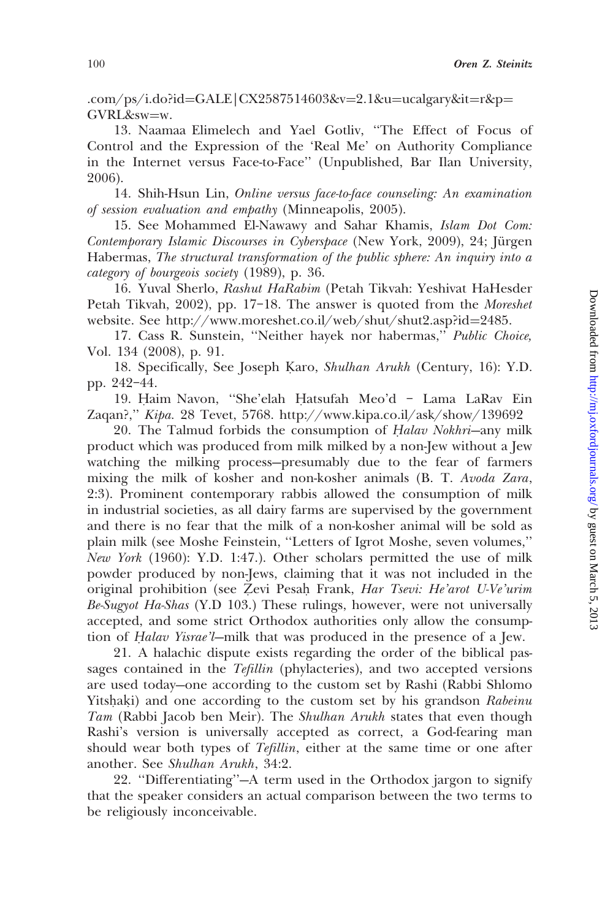.com/ps/i.do?id=GALE|CX2587514603&v=2.1&u=ucalgary&it=r&p=GVRL&sw=w.

13. Naamaa Elimelech and Yael Gotliv, ''The Effect of Focus of Control and the Expression of the 'Real Me' on Authority Compliance in the Internet versus Face-to-Face'' (Unpublished, Bar Ilan University, 2006).

14. Shih-Hsun Lin, *Online versus face-to-face counseling: An examination of session evaluation and empathy* (Minneapolis, 2005).

15. See Mohammed El-Nawawy and Sahar Khamis, *Islam Dot Com: Contemporary Islamic Discourses in Cyberspace* (New York, 2009), 24; Jürgen Habermas, *The structural transformation of the public sphere: An inquiry into a category of bourgeois society* (1989), p. 36.

16. Yuval Sherlo, *Rashut HaRabim* (Petah Tikvah: Yeshivat HaHesder Petah Tikvah, 2002), pp. 17–18. The answer is quoted from the *Moreshet* website. See http://www.moreshet.co.il/web/shut/shut2.asp?id=2485.

17. Cass R. Sunstein, ''Neither hayek nor habermas,'' *Public Choice*, Vol. 134 (2008), p. 91.

18. Specifically, See Joseph Ḳaro, *Shulhan Arukh* (Century, 16): Y.D. pp. 242–44.

19. Ḥaim Navon, ''She'elah Ḥatsufah Meo'd – Lama LaRav Ein Zaqan?,'' *Kipa*. 28 Tevet, 5768. http://www.kipa.co.il/ask/show/139692

20. The Talmud forbids the consumption of *Ḥalav Nokhri*—any milk product which was produced from milk milked by a non-Jew without a Jew watching the milking process—presumably due to the fear of farmers mixing the milk of kosher and non-kosher animals (B. T. *Avoda Zara*, 2:3). Prominent contemporary rabbis allowed the consumption of milk in industrial societies, as all dairy farms are supervised by the government and there is no fear that the milk of a non-kosher animal will be sold as plain milk (see Moshe Feinstein, ''Letters of Igrot Moshe, seven volumes,'' *New York* (1960): Y.D. 1:47.). Other scholars permitted the use of milk powder produced by non-Jews, claiming that it was not included in the original prohibition (see Ẓevi Pesaḥ Frank, *Har Tsevi: He'arot U-Ve'urim Be-Sugyot Ha-Shas* (Y.D 103.) These rulings, however, were not universally accepted, and some strict Orthodox authorities only allow the consumption of *Ḥalav Yisrae'l*—milk that was produced in the presence of a Jew.

21. A halachic dispute exists regarding the order of the biblical passages contained in the *Tefillin* (phylacteries), and two accepted versions are used today—one according to the custom set by Rashi (Rabbi Shlomo Yitsḥaḳi) and one according to the custom set by his grandson *Rabeinu Tam* (Rabbi Jacob ben Meir). The *Shulhan Arukh* states that even though Rashi's version is universally accepted as correct, a God-fearing man should wear both types of *Tefillin*, either at the same time or one after another. See *Shulhan Arukh*, 34:2.

22. ''Differentiating''—A term used in the Orthodox jargon to signify that the speaker considers an actual comparison between the two terms to be religiously inconceivable.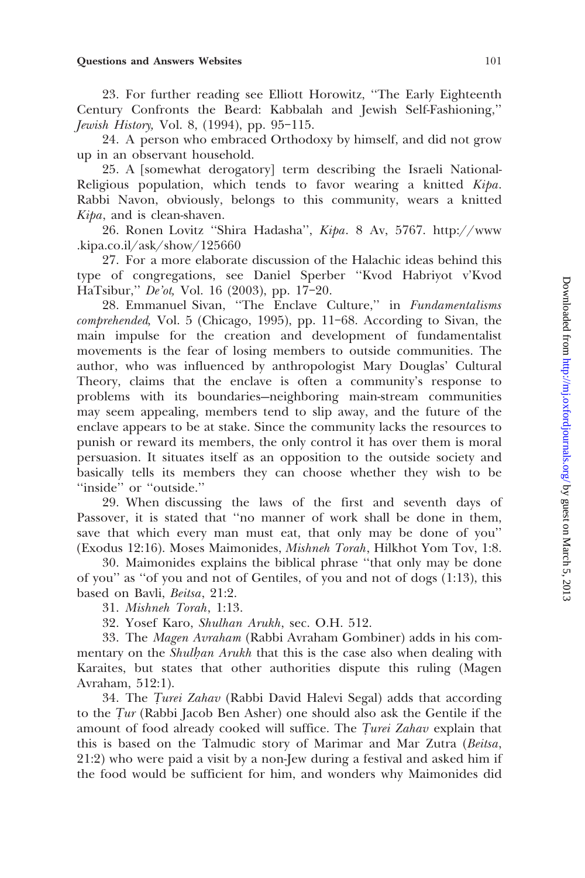23. For further reading see Elliott Horowitz, ''The Early Eighteenth Century Confronts the Beard: Kabbalah and Jewish Self-Fashioning,'' *Jewish History,* Vol. 8, (1994), pp. 95–115.

24. A person who embraced Orthodoxy by himself, and did not grow up in an observant household.

25. A [somewhat derogatory] term describing the Israeli National-Religious population, which tends to favor wearing a knitted *Kipa*. Rabbi Navon, obviously, belongs to this community, wears a knitted *Kipa*, and is clean-shaven.

26. Ronen Lovitz ''Shira Hadasha'', *Kipa*. 8 Av, 5767. http://www.kipa.co.il/ask/show/125660

27. For a more elaborate discussion of the Halachic ideas behind this type of congregations, see Daniel Sperber ''Kvod Habriyot v'Kvod HaTsibur,'' *De'ot,* Vol. 16 (2003), pp. 17–20.

28. Emmanuel Sivan, ''The Enclave Culture,'' in *Fundamentalisms comprehended,* Vol. 5 (Chicago, 1995), pp. 11–68. According to Sivan, the main impulse for the creation and development of fundamentalist movements is the fear of losing members to outside communities. The author, who was influenced by anthropologist Mary Douglas' Cultural Theory, claims that the enclave is often a community's response to problems with its boundaries—neighboring main-stream communities may seem appealing, members tend to slip away, and the future of the enclave appears to be at stake. Since the community lacks the resources to punish or reward its members, the only control it has over them is moral persuasion. It situates itself as an opposition to the outside society and basically tells its members they can choose whether they wish to be ''inside'' or ''outside.''

29. When discussing the laws of the first and seventh days of Passover, it is stated that ''no manner of work shall be done in them, save that which every man must eat, that only may be done of you'' (Exodus 12:16). Moses Maimonides, *Mishneh Torah*, Hilkhot Yom Tov, 1:8.

30. Maimonides explains the biblical phrase ''that only may be done of you'' as ''of you and not of Gentiles, of you and not of dogs (1:13), this based on Bavli, *Beitsa*, 21:2.

31. *Mishneh Torah*, 1:13.

32. Yosef Karo, *Shulhan Arukh*, sec. O.H. 512.

33. The *Magen Avraham* (Rabbi Avraham Gombiner) adds in his commentary on the *Shulḥan Arukh* that this is the case also when dealing with Karaites, but states that other authorities dispute this ruling (Magen Avraham, 512:1).

34. The *Ṭurei Zahav* (Rabbi David Halevi Segal) adds that according to the *Ṭur* (Rabbi Jacob Ben Asher) one should also ask the Gentile if the amount of food already cooked will suffice. The *Ṭurei Zahav* explain that this is based on the Talmudic story of Marimar and Mar Zutra (*Beitsa*, 21:2) who were paid a visit by a non-Jew during a festival and asked him if the food would be sufficient for him, and wonders why Maimonides did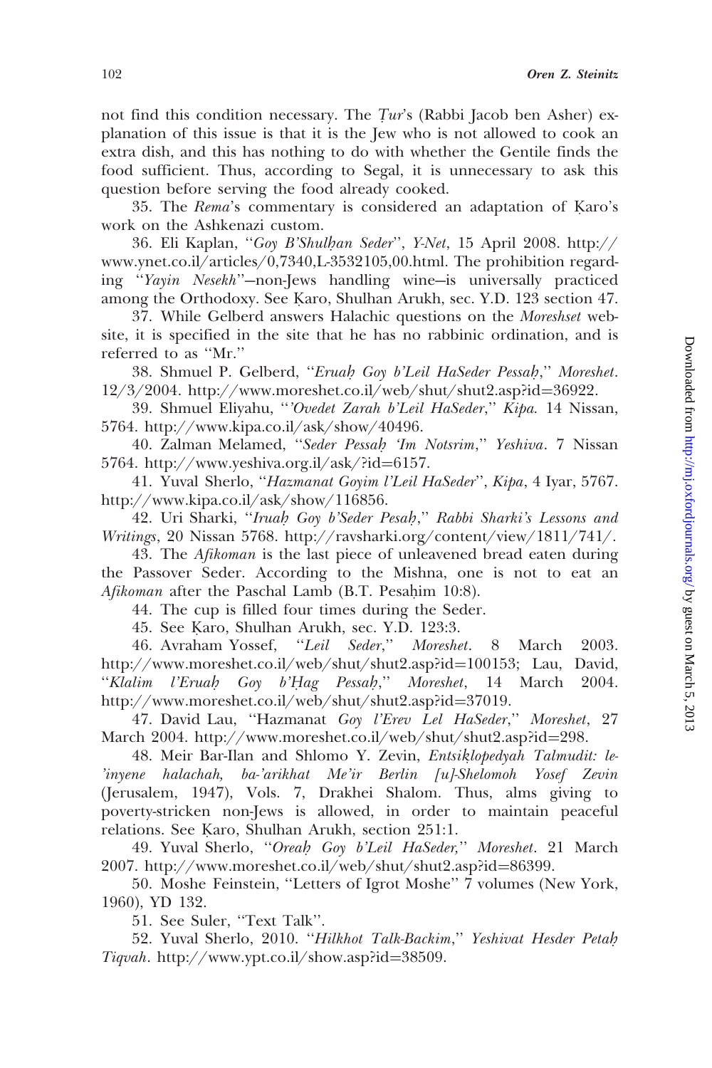not find this condition necessary. The *Ṭur*'s (Rabbi Jacob ben Asher) explanation of this issue is that it is the Jew who is not allowed to cook an extra dish, and this has nothing to do with whether the Gentile finds the food sufficient. Thus, according to Segal, it is unnecessary to ask this question before serving the food already cooked.

35. The *Rema*'s commentary is considered an adaptation of Ḳaro's work on the Ashkenazi custom.

36. Eli Kaplan, ''*Goy B'Shulḥan Seder*'', *Y-Net*, 15 April 2008. http://www.ynet.co.il/articles/0,7340,L-3532105,00.html. The prohibition regarding ''*Yayin Nesekh*''—non-Jews handling wine—is universally practiced among the Orthodoxy. See Ḳaro, Shulhan Arukh, sec. Y.D. 123 section 47.

37. While Gelberd answers Halachic questions on the *Moreshset* website, it is specified in the site that he has no rabbinic ordination, and is referred to as ''Mr.''

38. Shmuel P. Gelberd, ''*Eruaḥ Goy b'Leil HaSeder Pessaḥ*,'' *Moreshet*. 12/3/2004. http://www.moreshet.co.il/web/shut/shut2.asp?id=36922.

39. Shmuel Eliyahu, '''*Ovedet Zarah b'Leil HaSeder*,'' *Kipa*. 14 Nissan, 5764. http://www.kipa.co.il/ask/show/40496.

40. Zalman Melamed, ''*Seder Pessaḥ 'Im Notsrim*,'' *Yeshiva*. 7 Nissan 5764. http://www.yeshiva.org.il/ask/?id=6157.

41. Yuval Sherlo, ''*Hazmanat Goyim l'Leil HaSeder*'', *Kipa*, 4 Iyar, 5767. http://www.kipa.co.il/ask/show/116856.

42. Uri Sharki, ''*Iruaḥ Goy b'Seder Pesaḥ*,'' *Rabbi Sharki's Lessons and Writings*, 20 Nissan 5768. http://ravsharki.org/content/view/1811/741/.

43. The *Afikoman* is the last piece of unleavened bread eaten during the Passover Seder. According to the Mishna, one is not to eat an *Afikoman* after the Paschal Lamb (B.T. Pesaḥim 10:8).

44. The cup is filled four times during the Seder.

45. See Ḳaro, Shulhan Arukh, sec. Y.D. 123:3.

46. Avraham Yossef, ''*Leil Seder*,'' *Moreshet*. 8 March 2003. http://www.moreshet.co.il/web/shut/shut2.asp?id=100153; Lau, David, ''*Klalim l'Eruaḥ Goy b'Ḥag Pessaḥ*,'' *Moreshet*, 14 March 2004. http://www.moreshet.co.il/web/shut/shut2.asp?id=37019.

47. David Lau, ''Hazmanat *Goy l'Erev Lel HaSeder*,'' *Moreshet*, 27 March 2004. http://www.moreshet.co.il/web/shut/shut2.asp?id=298.

48. Meir Bar-Ilan and Shlomo Y. Zevin, *Entsiḳlopedyah Talmudit: le-'inyene halachah, ba-'arikhat Me'ir Berlin [u]-Shelomoh Yosef Zevin* (Jerusalem, 1947), Vols. 7, Drakhei Shalom. Thus, alms giving to poverty-stricken non-Jews is allowed, in order to maintain peaceful relations. See Ḳaro, Shulhan Arukh, section 251:1.

49. Yuval Sherlo, ''*Oreaḥ Goy b'Leil HaSeder,*'' *Moreshet*. 21 March 2007. http://www.moreshet.co.il/web/shut/shut2.asp?id=86399.

50. Moshe Feinstein, ''Letters of Igrot Moshe'' 7 volumes (New York, 1960), YD 132.

51. See Suler, ''Text Talk''.

52. Yuval Sherlo, 2010. ''*Hilkhot Talk-Backim*,'' *Yeshivat Hesder Petaḥ Tiqvah*. http://www.ypt.co.il/show.asp?id=38509.